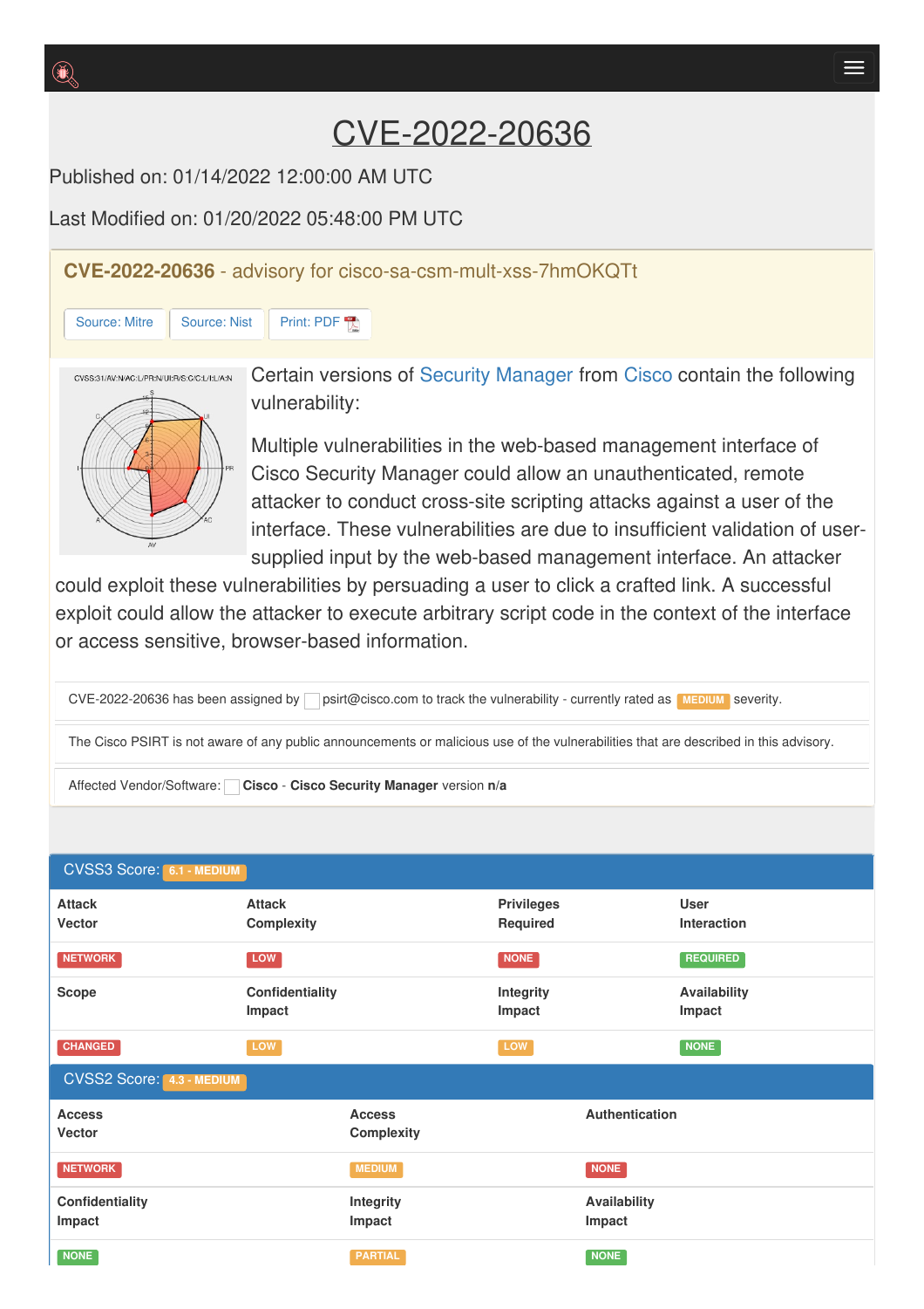# CVE-2022-20636

Published on: 01/14/2022 12:00:00 AM UTC

Last Modified on: 01/20/2022 05:48:00 PM UTC

## CVE-2022-20636 - advisory for cisco-sa-csm-mult-xss-7hmOKQTt

Source: Mitre | Source: Nist | Print: PDF

Certain versions of Security Manager from Cisco contain the following vulnerability:

Multiple vulnerabilities in the web-based management interface of Cisco Security Manager could allow an unauthenticated, remote attacker to conduct cross-site scripting attacks against a user of the interface. These vulnerabilities are due to insufficient validation of user-supplied input by the web-based management interface. An attacker could exploit these vulnerabilities by persuading a user to click a crafted link. A successful exploit could allow the attacker to execute arbitrary script code in the context of the interface or access sensitive, browser-based information.

CVE-2022-20636 has been assigned by psirt@cisco.com to track the vulnerability - currently rated as **MEDIUM** severity.

The Cisco PSIRT is not aware of any public announcements or malicious use of the vulnerabilities that are described in this advisory.

Affected Vendor/Software: **Cisco** - **Cisco Security Manager** version **n/a**

### CVSS3 Score: 6.1 - MEDIUM

| Attack Vector | Attack Complexity | Privileges Required | User Interaction |
|---|---|---|---|
| NETWORK | LOW | NONE | REQUIRED |
| **Scope** | **Confidentiality Impact** | **Integrity Impact** | **Availability Impact** |
| CHANGED | LOW | LOW | NONE |

### CVSS2 Score: 4.3 - MEDIUM

| Access Vector | Access Complexity | Authentication |
|---|---|---|
| NETWORK | MEDIUM | NONE |
| **Confidentiality Impact** | **Integrity Impact** | **Availability Impact** |
| NONE | PARTIAL | NONE |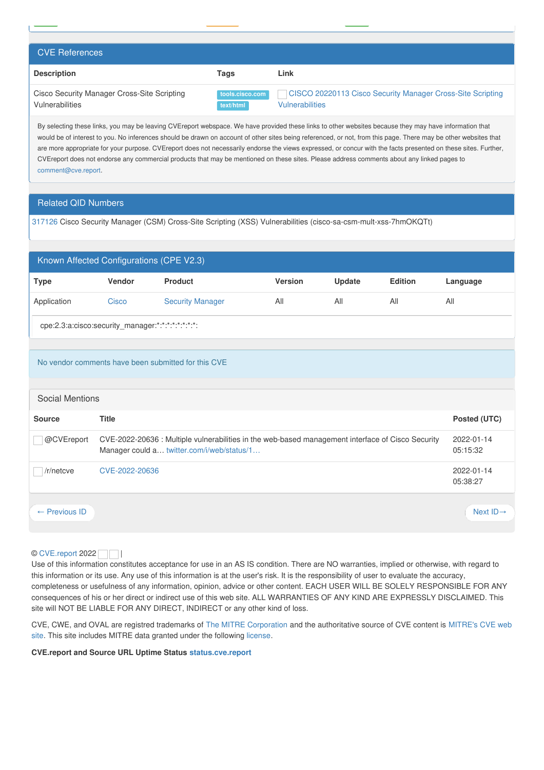## CVE References

| Description | Tags | Link |
| --- | --- | --- |
| Cisco Security Manager Cross-Site Scripting Vulnerabilities | tools.cisco.com text/html | CISCO 20220113 Cisco Security Manager Cross-Site Scripting Vulnerabilities |

By selecting these links, you may be leaving CVEreport webspace. We have provided these links to other websites because they may have information that would be of interest to you. No inferences should be drawn on account of other sites being referenced, or not, from this page. There may be other websites that are more appropriate for your purpose. CVEreport does not necessarily endorse the views expressed, or concur with the facts presented on these sites. Further, CVEreport does not endorse any commercial products that may be mentioned on these sites. Please address comments about any linked pages to comment@cve.report.

## Related QID Numbers

317126 Cisco Security Manager (CSM) Cross-Site Scripting (XSS) Vulnerabilities (cisco-sa-csm-mult-xss-7hmOKQTt)

## Known Affected Configurations (CPE V2.3)

| Type | Vendor | Product | Version | Update | Edition | Language |
| --- | --- | --- | --- | --- | --- | --- |
| Application | Cisco | Security Manager | All | All | All | All |

cpe:2.3:a:cisco:security_manager:*:*:*:*:*:*:*:*

No vendor comments have been submitted for this CVE

## Social Mentions

| Source | Title | Posted (UTC) |
| --- | --- | --- |
| @CVEreport | CVE-2022-20636 : Multiple vulnerabilities in the web-based management interface of Cisco Security Manager could a… twitter.com/i/web/status/1… | 2022-01-14 05:15:32 |
| /r/netcve | CVE-2022-20636 | 2022-01-14 05:38:27 |

← Previous ID

Next ID→

© CVE.report 2022 |

Use of this information constitutes acceptance for use in an AS IS condition. There are NO warranties, implied or otherwise, with regard to this information or its use. Any use of this information is at the user's risk. It is the responsibility of user to evaluate the accuracy, completeness or usefulness of any information, opinion, advice or other content. EACH USER WILL BE SOLELY RESPONSIBLE FOR ANY consequences of his or her direct or indirect use of this web site. ALL WARRANTIES OF ANY KIND ARE EXPRESSLY DISCLAIMED. This site will NOT BE LIABLE FOR ANY DIRECT, INDIRECT or any other kind of loss.

CVE, CWE, and OVAL are registred trademarks of The MITRE Corporation and the authoritative source of CVE content is MITRE's CVE web site. This site includes MITRE data granted under the following license.

**CVE.report and Source URL Uptime Status status.cve.report**